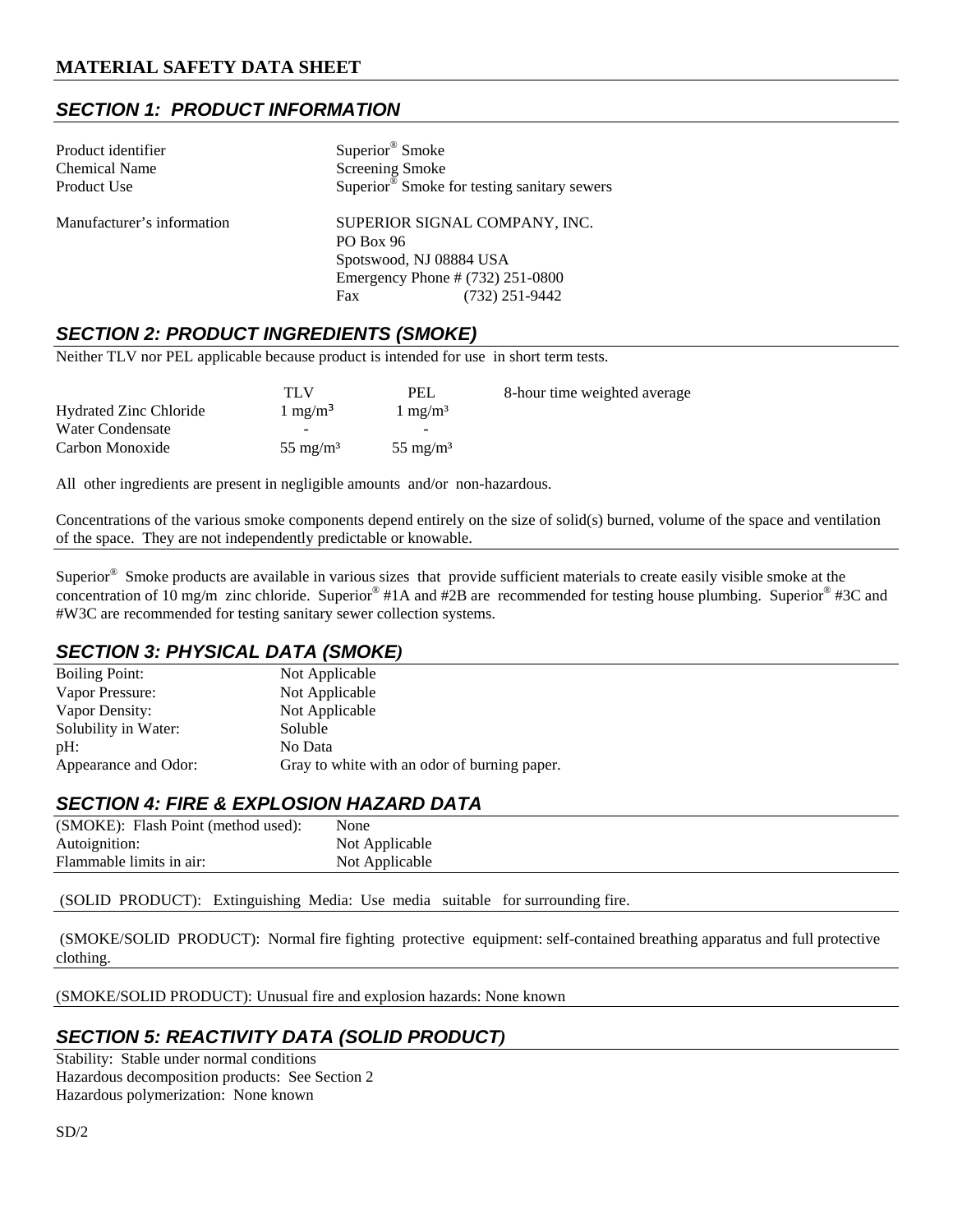# MATERIAL SAFETY DATA SHEET

## *SECTION 1: PRODUCT INFORMATION*

| | |
|---|---|
| Product identifier | Superior® Smoke |
| Chemical Name | Screening Smoke |
| Product Use | Superior® Smoke for testing sanitary sewers |
| Manufacturer's information | SUPERIOR SIGNAL COMPANY, INC.<br>PO Box 96<br>Spotswood, NJ 08884 USA<br>Emergency Phone # (732) 251-0800<br>Fax (732) 251-9442 |

## *SECTION 2: PRODUCT INGREDIENTS (SMOKE)*

Neither TLV nor PEL applicable because product is intended for use in short term tests.

| | TLV | PEL | 8-hour time weighted average |
|---|---|---|---|
| Hydrated Zinc Chloride | 1 mg/m³ | 1 mg/m³ | |
| Water Condensate | - | - | |
| Carbon Monoxide | 55 mg/m³ | 55 mg/m³ | |

All other ingredients are present in negligible amounts and/or non-hazardous.

Concentrations of the various smoke components depend entirely on the size of solid(s) burned, volume of the space and ventilation of the space. They are not independently predictable or knowable.

Superior® Smoke products are available in various sizes that provide sufficient materials to create easily visible smoke at the concentration of 10 mg/m zinc chloride. Superior® #1A and #2B are recommended for testing house plumbing. Superior® #3C and #W3C are recommended for testing sanitary sewer collection systems.

## *SECTION 3: PHYSICAL DATA (SMOKE)*

| | |
|---|---|
| Boiling Point: | Not Applicable |
| Vapor Pressure: | Not Applicable |
| Vapor Density: | Not Applicable |
| Solubility in Water: | Soluble |
| pH: | No Data |
| Appearance and Odor: | Gray to white with an odor of burning paper. |

## *SECTION 4: FIRE & EXPLOSION HAZARD DATA*

| | |
|---|---|
| (SMOKE): Flash Point (method used): | None |
| Autoignition: | Not Applicable |
| Flammable limits in air: | Not Applicable |

(SOLID PRODUCT): Extinguishing Media: Use media suitable for surrounding fire.

(SMOKE/SOLID PRODUCT): Normal fire fighting protective equipment: self-contained breathing apparatus and full protective clothing.

(SMOKE/SOLID PRODUCT): Unusual fire and explosion hazards: None known

## *SECTION 5: REACTIVITY DATA (SOLID PRODUCT)*

Stability: Stable under normal conditions
Hazardous decomposition products: See Section 2
Hazardous polymerization: None known

SD/2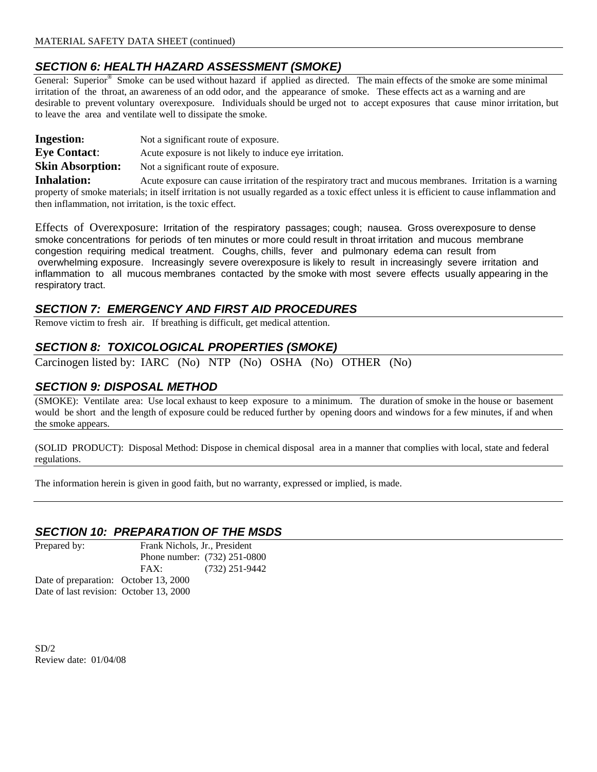## *SECTION 6: HEALTH HAZARD ASSESSMENT (SMOKE)*

General: Superior® Smoke can be used without hazard if applied as directed. The main effects of the smoke are some minimal irritation of the throat, an awareness of an odd odor, and the appearance of smoke. These effects act as a warning and are desirable to prevent voluntary overexposure. Individuals should be urged not to accept exposures that cause minor irritation, but to leave the area and ventilate well to dissipate the smoke.

**Ingestion:** Not a significant route of exposure.

**Eye Contact**: Acute exposure is not likely to induce eye irritation.

**Skin Absorption:** Not a significant route of exposure.

**Inhalation:** Acute exposure can cause irritation of the respiratory tract and mucous membranes. Irritation is a warning property of smoke materials; in itself irritation is not usually regarded as a toxic effect unless it is efficient to cause inflammation and then inflammation, not irritation, is the toxic effect.

Effects of Overexposure: Irritation of the respiratory passages; cough; nausea. Gross overexposure to dense smoke concentrations for periods of ten minutes or more could result in throat irritation and mucous membrane congestion requiring medical treatment. Coughs, chills, fever and pulmonary edema can result from overwhelming exposure. Increasingly severe overexposure is likely to result in increasingly severe irritation and inflammation to all mucous membranes contacted by the smoke with most severe effects usually appearing in the respiratory tract.

## *SECTION 7: EMERGENCY AND FIRST AID PROCEDURES*

Remove victim to fresh air. If breathing is difficult, get medical attention.

## *SECTION 8: TOXICOLOGICAL PROPERTIES (SMOKE)*

Carcinogen listed by: IARC (No) NTP (No) OSHA (No) OTHER (No)

## *SECTION 9: DISPOSAL METHOD*

(SMOKE): Ventilate area: Use local exhaust to keep exposure to a minimum. The duration of smoke in the house or basement would be short and the length of exposure could be reduced further by opening doors and windows for a few minutes, if and when the smoke appears.

(SOLID PRODUCT): Disposal Method: Dispose in chemical disposal area in a manner that complies with local, state and federal regulations.

The information herein is given in good faith, but no warranty, expressed or implied, is made.

## *SECTION 10: PREPARATION OF THE MSDS*

Prepared by: Frank Nichols, Jr., President
Phone number: (732) 251-0800
FAX: (732) 251-9442

Date of preparation: October 13, 2000
Date of last revision: October 13, 2000

SD/2
Review date: 01/04/08